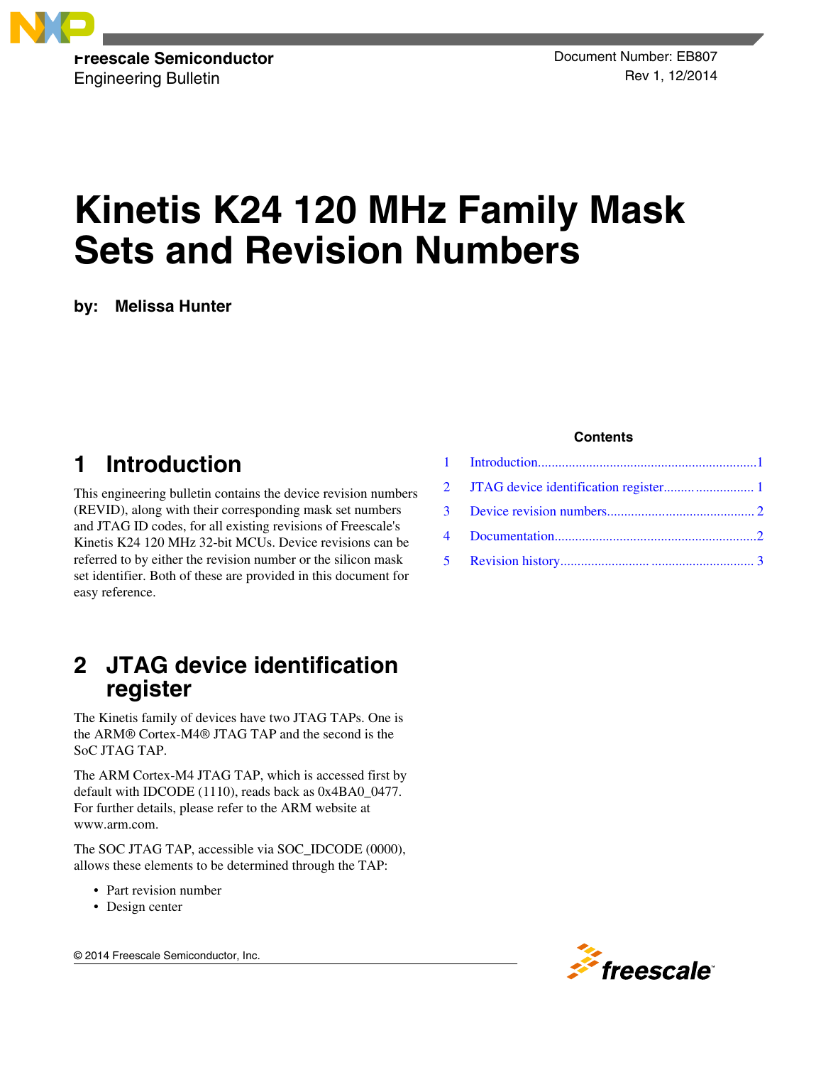Freescale Semiconductor
Engineering Bulletin

Document Number: EB807
Rev 1, 12/2014

# Kinetis K24 120 MHz Family Mask Sets and Revision Numbers

**by: Melissa Hunter**

**Contents**

1 Introduction ... 1
2 JTAG device identification register ... 1
3 Device revision numbers ... 2
4 Documentation ... 2
5 Revision history ... 3

## 1 Introduction

This engineering bulletin contains the device revision numbers (REVID), along with their corresponding mask set numbers and JTAG ID codes, for all existing revisions of Freescale's Kinetis K24 120 MHz 32-bit MCUs. Device revisions can be referred to by either the revision number or the silicon mask set identifier. Both of these are provided in this document for easy reference.

## 2 JTAG device identification register

The Kinetis family of devices have two JTAG TAPs. One is the ARM® Cortex-M4® JTAG TAP and the second is the SoC JTAG TAP.

The ARM Cortex-M4 JTAG TAP, which is accessed first by default with IDCODE (1110), reads back as 0x4BA0_0477. For further details, please refer to the ARM website at www.arm.com.

The SOC JTAG TAP, accessible via SOC_IDCODE (0000), allows these elements to be determined through the TAP:

- Part revision number
- Design center

© 2014 Freescale Semiconductor, Inc.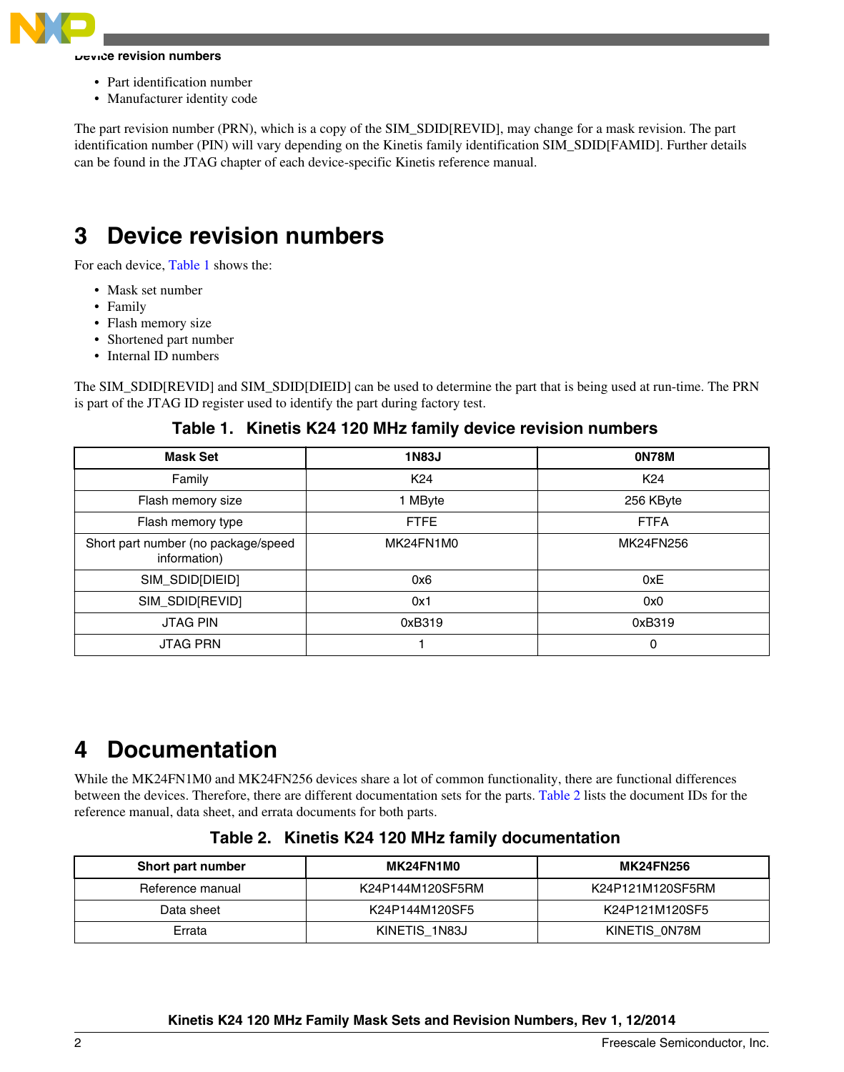- Part identification number
- Manufacturer identity code

The part revision number (PRN), which is a copy of the SIM_SDID[REVID], may change for a mask revision. The part identification number (PIN) will vary depending on the Kinetis family identification SIM_SDID[FAMID]. Further details can be found in the JTAG chapter of each device-specific Kinetis reference manual.

# 3 Device revision numbers

For each device, Table 1 shows the:

- Mask set number
- Family
- Flash memory size
- Shortened part number
- Internal ID numbers

The SIM_SDID[REVID] and SIM_SDID[DIEID] can be used to determine the part that is being used at run-time. The PRN is part of the JTAG ID register used to identify the part during factory test.

**Table 1. Kinetis K24 120 MHz family device revision numbers**

| Mask Set | 1N83J | 0N78M |
|---|---|---|
| Family | K24 | K24 |
| Flash memory size | 1 MByte | 256 KByte |
| Flash memory type | FTFE | FTFA |
| Short part number (no package/speed information) | MK24FN1M0 | MK24FN256 |
| SIM_SDID[DIEID] | 0x6 | 0xE |
| SIM_SDID[REVID] | 0x1 | 0x0 |
| JTAG PIN | 0xB319 | 0xB319 |
| JTAG PRN | 1 | 0 |

# 4 Documentation

While the MK24FN1M0 and MK24FN256 devices share a lot of common functionality, there are functional differences between the devices. Therefore, there are different documentation sets for the parts. Table 2 lists the document IDs for the reference manual, data sheet, and errata documents for both parts.

**Table 2. Kinetis K24 120 MHz family documentation**

| Short part number | MK24FN1M0 | MK24FN256 |
|---|---|---|
| Reference manual | K24P144M120SF5RM | K24P121M120SF5RM |
| Data sheet | K24P144M120SF5 | K24P121M120SF5 |
| Errata | KINETIS_1N83J | KINETIS_0N78M |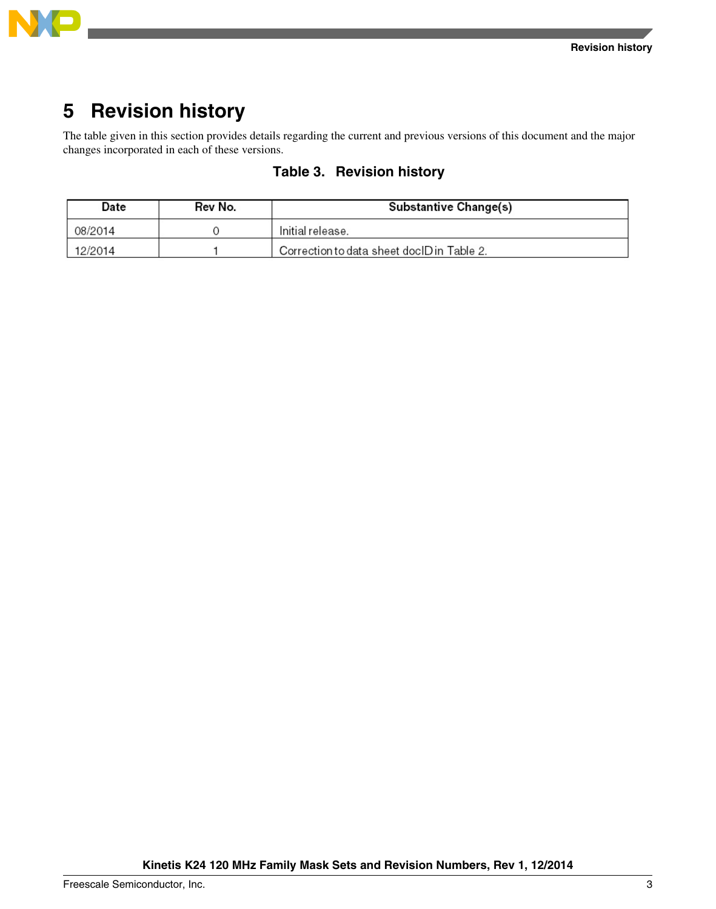# 5 Revision history

The table given in this section provides details regarding the current and previous versions of this document and the major changes incorporated in each of these versions.

**Table 3. Revision history**

| Date | Rev No. | Substantive Change(s) |
|---|---|---|
| 08/2014 | 0 | Initial release. |
| 12/2014 | 1 | Correction to data sheet docID in Table 2. |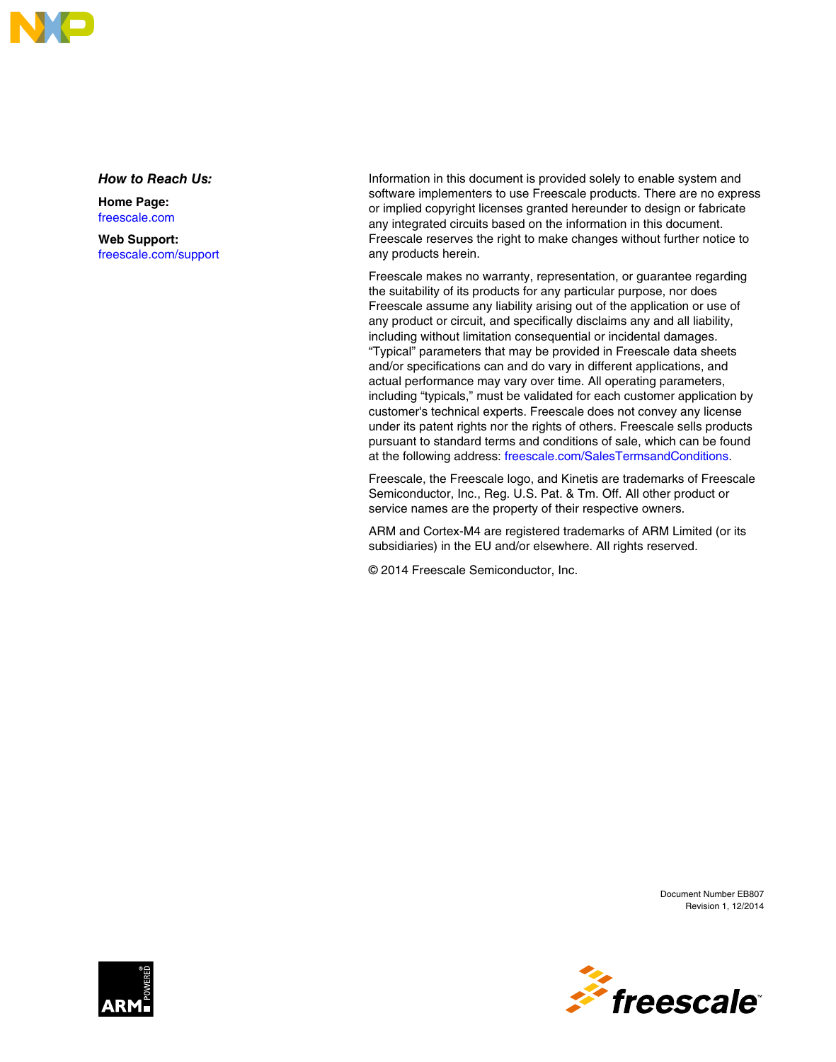***How to Reach Us:***

**Home Page:**
freescale.com

**Web Support:**
freescale.com/support

Information in this document is provided solely to enable system and software implementers to use Freescale products. There are no express or implied copyright licenses granted hereunder to design or fabricate any integrated circuits based on the information in this document. Freescale reserves the right to make changes without further notice to any products herein.

Freescale makes no warranty, representation, or guarantee regarding the suitability of its products for any particular purpose, nor does Freescale assume any liability arising out of the application or use of any product or circuit, and specifically disclaims any and all liability, including without limitation consequential or incidental damages. “Typical” parameters that may be provided in Freescale data sheets and/or specifications can and do vary in different applications, and actual performance may vary over time. All operating parameters, including “typicals,” must be validated for each customer application by customer's technical experts. Freescale does not convey any license under its patent rights nor the rights of others. Freescale sells products pursuant to standard terms and conditions of sale, which can be found at the following address: freescale.com/SalesTermsandConditions.

Freescale, the Freescale logo, and Kinetis are trademarks of Freescale Semiconductor, Inc., Reg. U.S. Pat. & Tm. Off. All other product or service names are the property of their respective owners.

ARM and Cortex-M4 are registered trademarks of ARM Limited (or its subsidiaries) in the EU and/or elsewhere. All rights reserved.

© 2014 Freescale Semiconductor, Inc.

Document Number EB807
Revision 1, 12/2014